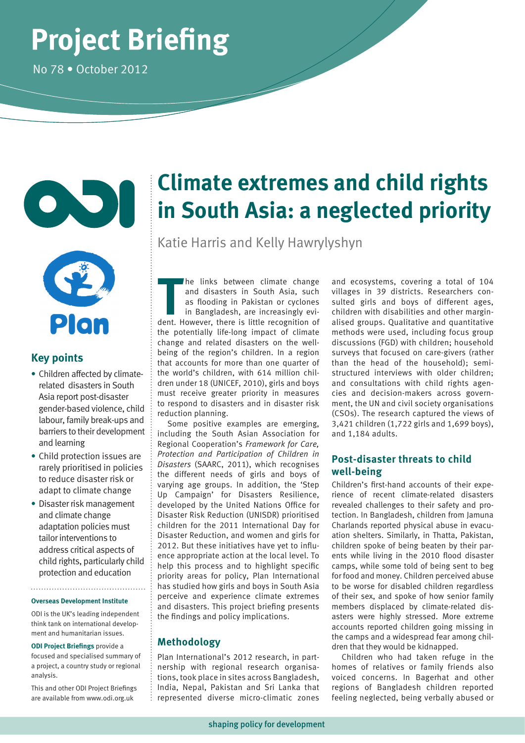# Project Briefing

No 78 • October 2012

# Climate extremes and child rights in South Asia: a neglected priority

Katie Harris and Kelly Hawrylyshyn

## Key points

- Children affected by climate-related disasters in South Asia report post-disaster gender-based violence, child labour, family break-ups and barriers to their development and learning
- Child protection issues are rarely prioritised in policies to reduce disaster risk or adapt to climate change
- Disaster risk management and climate change adaptation policies must tailor interventions to address critical aspects of child rights, particularly child protection and education

**Overseas Development Institute**

ODI is the UK's leading independent think tank on international development and humanitarian issues.

**ODI Project Briefings** provide a focused and specialised summary of a project, a country study or regional analysis.

This and other ODI Project Briefings are available from www.odi.org.uk

The links between climate change and disasters in South Asia, such as flooding in Pakistan or cyclones in Bangladesh, are increasingly evident. However, there is little recognition of the potentially life-long impact of climate change and related disasters on the well-being of the region's children. In a region that accounts for more than one quarter of the world's children, with 614 million children under 18 (UNICEF, 2010), girls and boys must receive greater priority in measures to respond to disasters and in disaster risk reduction planning.

Some positive examples are emerging, including the South Asian Association for Regional Cooperation's *Framework for Care, Protection and Participation of Children in Disasters* (SAARC, 2011), which recognises the different needs of girls and boys of varying age groups. In addition, the 'Step Up Campaign' for Disasters Resilience, developed by the United Nations Office for Disaster Risk Reduction (UNISDR) prioritised children for the 2011 International Day for Disaster Reduction, and women and girls for 2012. But these initiatives have yet to influence appropriate action at the local level. To help this process and to highlight specific priority areas for policy, Plan International has studied how girls and boys in South Asia perceive and experience climate extremes and disasters. This project briefing presents the findings and policy implications.

## Methodology

Plan International's 2012 research, in partnership with regional research organisations, took place in sites across Bangladesh, India, Nepal, Pakistan and Sri Lanka that represented diverse micro-climatic zones and ecosystems, covering a total of 104 villages in 39 districts. Researchers consulted girls and boys of different ages, children with disabilities and other marginalised groups. Qualitative and quantitative methods were used, including focus group discussions (FGD) with children; household surveys that focused on care-givers (rather than the head of the household); semi-structured interviews with older children; and consultations with child rights agencies and decision-makers across government, the UN and civil society organisations (CSOs). The research captured the views of 3,421 children (1,722 girls and 1,699 boys), and 1,184 adults.

## Post-disaster threats to child well-being

Children's first-hand accounts of their experience of recent climate-related disasters revealed challenges to their safety and protection. In Bangladesh, children from Jamuna Charlands reported physical abuse in evacuation shelters. Similarly, in Thatta, Pakistan, children spoke of being beaten by their parents while living in the 2010 flood disaster camps, while some told of being sent to beg for food and money. Children perceived abuse to be worse for disabled children regardless of their sex, and spoke of how senior family members displaced by climate-related disasters were highly stressed. More extreme accounts reported children going missing in the camps and a widespread fear among children that they would be kidnapped.

Children who had taken refuge in the homes of relatives or family friends also voiced concerns. In Bagerhat and other regions of Bangladesh children reported feeling neglected, being verbally abused or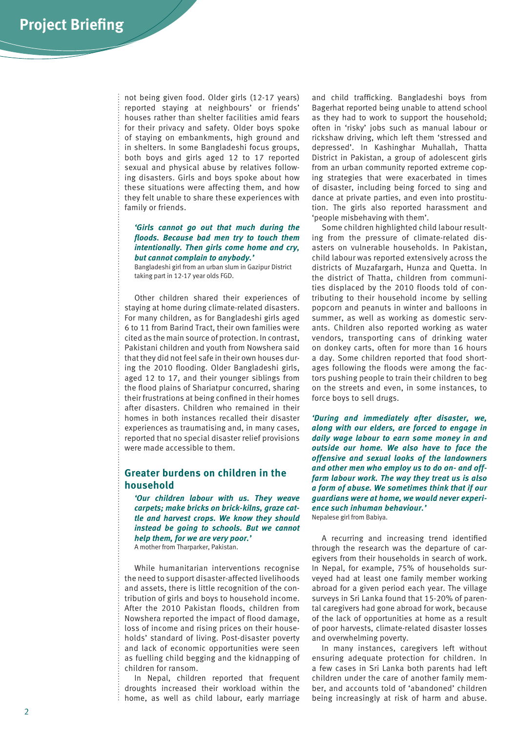not being given food. Older girls (12-17 years) reported staying at neighbours' or friends' houses rather than shelter facilities amid fears for their privacy and safety. Older boys spoke of staying on embankments, high ground and in shelters. In some Bangladeshi focus groups, both boys and girls aged 12 to 17 reported sexual and physical abuse by relatives following disasters. Girls and boys spoke about how these situations were affecting them, and how they felt unable to share these experiences with family or friends.

> ***'Girls cannot go out that much during the floods. Because bad men try to touch them intentionally. Then girls come home and cry, but cannot complain to anybody.'***
> Bangladeshi girl from an urban slum in Gazipur District taking part in 12-17 year olds FGD.

Other children shared their experiences of staying at home during climate-related disasters. For many children, as for Bangladeshi girls aged 6 to 11 from Barind Tract, their own families were cited as the main source of protection. In contrast, Pakistani children and youth from Nowshera said that they did not feel safe in their own houses during the 2010 flooding. Older Bangladeshi girls, aged 12 to 17, and their younger siblings from the flood plains of Shariatpur concurred, sharing their frustrations at being confined in their homes after disasters. Children who remained in their homes in both instances recalled their disaster experiences as traumatising and, in many cases, reported that no special disaster relief provisions were made accessible to them.

## Greater burdens on children in the household

> ***'Our children labour with us. They weave carpets; make bricks on brick-kilns, graze cattle and harvest crops. We know they should instead be going to schools. But we cannot help them, for we are very poor.'***
> A mother from Tharparker, Pakistan.

While humanitarian interventions recognise the need to support disaster-affected livelihoods and assets, there is little recognition of the contribution of girls and boys to household income. After the 2010 Pakistan floods, children from Nowshera reported the impact of flood damage, loss of income and rising prices on their households' standard of living. Post-disaster poverty and lack of economic opportunities were seen as fuelling child begging and the kidnapping of children for ransom.

In Nepal, children reported that frequent droughts increased their workload within the home, as well as child labour, early marriage and child trafficking. Bangladeshi boys from Bagerhat reported being unable to attend school as they had to work to support the household; often in 'risky' jobs such as manual labour or rickshaw driving, which left them 'stressed and depressed'. In Kashinghar Muhallah, Thatta District in Pakistan, a group of adolescent girls from an urban community reported extreme coping strategies that were exacerbated in times of disaster, including being forced to sing and dance at private parties, and even into prostitution. The girls also reported harassment and 'people misbehaving with them'.

Some children highlighted child labour resulting from the pressure of climate-related disasters on vulnerable households. In Pakistan, child labour was reported extensively across the districts of Muzafargarh, Hunza and Quetta. In the district of Thatta, children from communities displaced by the 2010 floods told of contributing to their household income by selling popcorn and peanuts in winter and balloons in summer, as well as working as domestic servants. Children also reported working as water vendors, transporting cans of drinking water on donkey carts, often for more than 16 hours a day. Some children reported that food shortages following the floods were among the factors pushing people to train their children to beg on the streets and even, in some instances, to force boys to sell drugs.

> ***'During and immediately after disaster, we, along with our elders, are forced to engage in daily wage labour to earn some money in and outside our home. We also have to face the offensive and sexual looks of the landowners and other men who employ us to do on- and off-farm labour work. The way they treat us is also a form of abuse. We sometimes think that if our guardians were at home, we would never experience such inhuman behaviour.'***
> Nepalese girl from Babiya.

A recurring and increasing trend identified through the research was the departure of caregivers from their households in search of work. In Nepal, for example, 75% of households surveyed had at least one family member working abroad for a given period each year. The village surveys in Sri Lanka found that 15-20% of parental caregivers had gone abroad for work, because of the lack of opportunities at home as a result of poor harvests, climate-related disaster losses and overwhelming poverty.

In many instances, caregivers left without ensuring adequate protection for children. In a few cases in Sri Lanka both parents had left children under the care of another family member, and accounts told of 'abandoned' children being increasingly at risk of harm and abuse.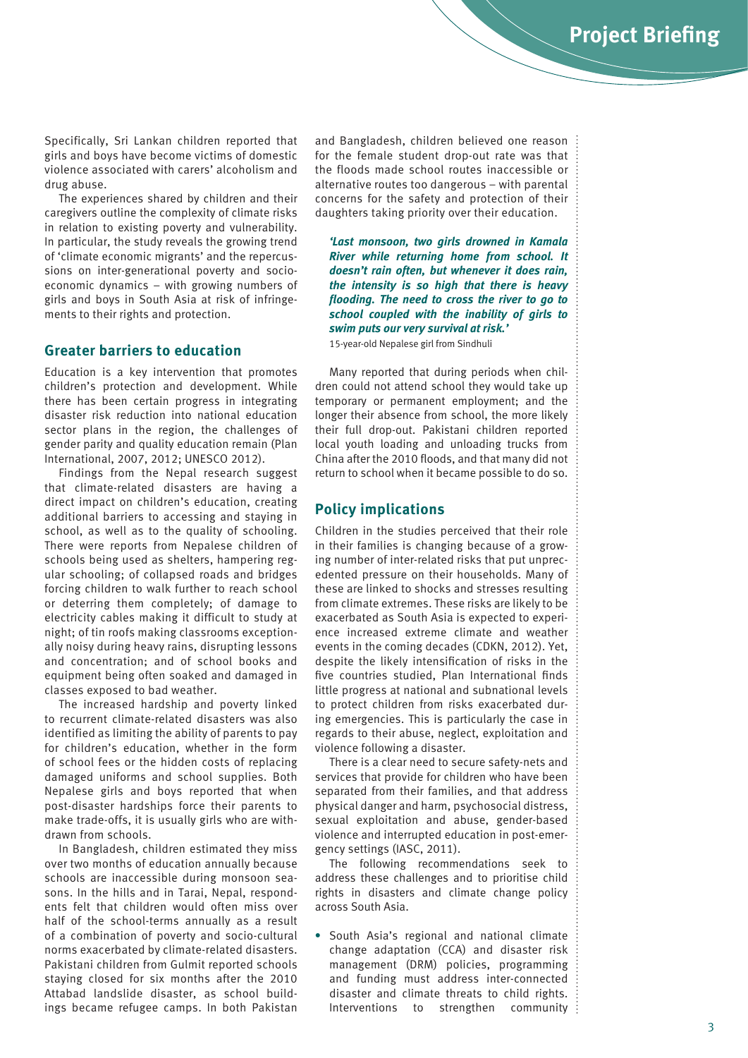Specifically, Sri Lankan children reported that girls and boys have become victims of domestic violence associated with carers' alcoholism and drug abuse.

The experiences shared by children and their caregivers outline the complexity of climate risks in relation to existing poverty and vulnerability. In particular, the study reveals the growing trend of 'climate economic migrants' and the repercussions on inter-generational poverty and socio-economic dynamics – with growing numbers of girls and boys in South Asia at risk of infringements to their rights and protection.

## Greater barriers to education

Education is a key intervention that promotes children's protection and development. While there has been certain progress in integrating disaster risk reduction into national education sector plans in the region, the challenges of gender parity and quality education remain (Plan International, 2007, 2012; UNESCO 2012).

Findings from the Nepal research suggest that climate-related disasters are having a direct impact on children's education, creating additional barriers to accessing and staying in school, as well as to the quality of schooling. There were reports from Nepalese children of schools being used as shelters, hampering regular schooling; of collapsed roads and bridges forcing children to walk further to reach school or deterring them completely; of damage to electricity cables making it difficult to study at night; of tin roofs making classrooms exceptionally noisy during heavy rains, disrupting lessons and concentration; and of school books and equipment being often soaked and damaged in classes exposed to bad weather.

The increased hardship and poverty linked to recurrent climate-related disasters was also identified as limiting the ability of parents to pay for children's education, whether in the form of school fees or the hidden costs of replacing damaged uniforms and school supplies. Both Nepalese girls and boys reported that when post-disaster hardships force their parents to make trade-offs, it is usually girls who are withdrawn from schools.

In Bangladesh, children estimated they miss over two months of education annually because schools are inaccessible during monsoon seasons. In the hills and in Tarai, Nepal, respondents felt that children would often miss over half of the school-terms annually as a result of a combination of poverty and socio-cultural norms exacerbated by climate-related disasters. Pakistani children from Gulmit reported schools staying closed for six months after the 2010 Attabad landslide disaster, as school buildings became refugee camps. In both Pakistan and Bangladesh, children believed one reason for the female student drop-out rate was that the floods made school routes inaccessible or alternative routes too dangerous – with parental concerns for the safety and protection of their daughters taking priority over their education.

> ***'Last monsoon, two girls drowned in Kamala River while returning home from school. It doesn't rain often, but whenever it does rain, the intensity is so high that there is heavy flooding. The need to cross the river to go to school coupled with the inability of girls to swim puts our very survival at risk.'***
> 15-year-old Nepalese girl from Sindhuli

Many reported that during periods when children could not attend school they would take up temporary or permanent employment; and the longer their absence from school, the more likely their full drop-out. Pakistani children reported local youth loading and unloading trucks from China after the 2010 floods, and that many did not return to school when it became possible to do so.

## Policy implications

Children in the studies perceived that their role in their families is changing because of a growing number of inter-related risks that put unprecedented pressure on their households. Many of these are linked to shocks and stresses resulting from climate extremes. These risks are likely to be exacerbated as South Asia is expected to experience increased extreme climate and weather events in the coming decades (CDKN, 2012). Yet, despite the likely intensification of risks in the five countries studied, Plan International finds little progress at national and subnational levels to protect children from risks exacerbated during emergencies. This is particularly the case in regards to their abuse, neglect, exploitation and violence following a disaster.

There is a clear need to secure safety-nets and services that provide for children who have been separated from their families, and that address physical danger and harm, psychosocial distress, sexual exploitation and abuse, gender-based violence and interrupted education in post-emergency settings (IASC, 2011).

The following recommendations seek to address these challenges and to prioritise child rights in disasters and climate change policy across South Asia.

- South Asia's regional and national climate change adaptation (CCA) and disaster risk management (DRM) policies, programming and funding must address inter-connected disaster and climate threats to child rights. Interventions to strengthen community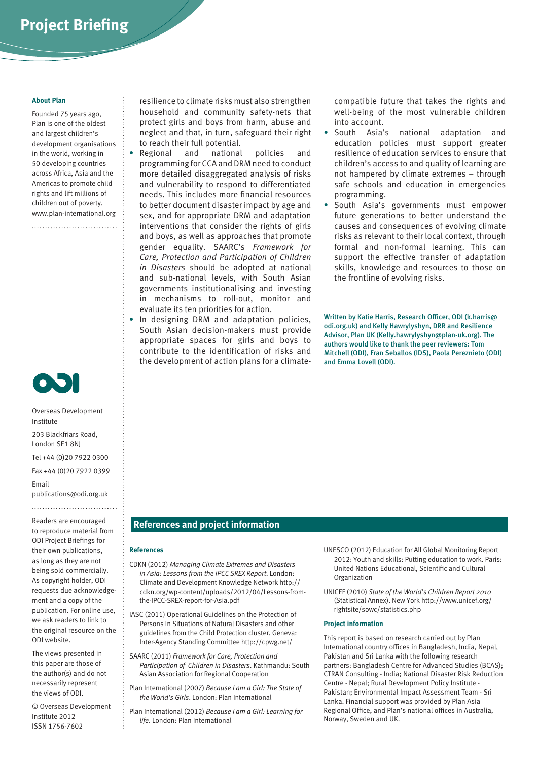resilience to climate risks must also strengthen household and community safety-nets that protect girls and boys from harm, abuse and neglect and that, in turn, safeguard their right to reach their full potential.

- Regional and national policies and programming for CCA and DRM need to conduct more detailed disaggregated analysis of risks and vulnerability to respond to differentiated needs. This includes more financial resources to better document disaster impact by age and sex, and for appropriate DRM and adaptation interventions that consider the rights of girls and boys, as well as approaches that promote gender equality. SAARC's *Framework for Care, Protection and Participation of Children in Disasters* should be adopted at national and sub-national levels, with South Asian governments institutionalising and investing in mechanisms to roll-out, monitor and evaluate its ten priorities for action.
- In designing DRM and adaptation policies, South Asian decision-makers must provide appropriate spaces for girls and boys to contribute to the identification of risks and the development of action plans for a climate-compatible future that takes the rights and well-being of the most vulnerable children into account.
- South Asia's national adaptation and education policies must support greater resilience of education services to ensure that children's access to and quality of learning are not hampered by climate extremes – through safe schools and education in emergencies programming.
- South Asia's governments must empower future generations to better understand the causes and consequences of evolving climate risks as relevant to their local context, through formal and non-formal learning. This can support the effective transfer of adaptation skills, knowledge and resources to those on the frontline of evolving risks.

Written by Katie Harris, Research Officer, ODI (k.harris@odi.org.uk) and Kelly Hawrylyshyn, DRR and Resilience Advisor, Plan UK (Kelly.hawrylyshyn@plan-uk.org). The authors would like to thank the peer reviewers: Tom Mitchell (ODI), Fran Seballos (IDS), Paola Pereznieto (ODI) and Emma Lovell (ODI).

## References and project information

### References

CDKN (2012) *Managing Climate Extremes and Disasters in Asia: Lessons from the IPCC SREX Report*. London: Climate and Development Knowledge Network http://cdkn.org/wp-content/uploads/2012/04/Lessons-from-the-IPCC-SREX-report-for-Asia.pdf

IASC (2011) Operational Guidelines on the Protection of Persons In Situations of Natural Disasters and other guidelines from the Child Protection cluster. Geneva: Inter-Agency Standing Committee http://cpwg.net/

SAARC (2011) *Framework for Care, Protection and Participation of Children in Disasters*. Kathmandu: South Asian Association for Regional Cooperation

Plan International (2007) *Because I am a Girl: The State of the World's Girls*. London: Plan International

Plan International (2012) *Because I am a Girl: Learning for life*. London: Plan International

UNESCO (2012) Education for All Global Monitoring Report 2012: Youth and skills: Putting education to work. Paris: United Nations Educational, Scientific and Cultural Organization

UNICEF (2010) *State of the World's Children Report 2010* (Statistical Annex). New York http://www.unicef.org/rightsite/sowc/statistics.php

### Project information

This report is based on research carried out by Plan International country offices in Bangladesh, India, Nepal, Pakistan and Sri Lanka with the following research partners: Bangladesh Centre for Advanced Studies (BCAS); CTRAN Consulting - India; National Disaster Risk Reduction Centre - Nepal; Rural Development Policy Institute - Pakistan; Environmental Impact Assessment Team - Sri Lanka. Financial support was provided by Plan Asia Regional Office, and Plan's national offices in Australia, Norway, Sweden and UK.

**About Plan**

Founded 75 years ago, Plan is one of the oldest and largest children's development organisations in the world, working in 50 developing countries across Africa, Asia and the Americas to promote child rights and lift millions of children out of poverty. www.plan-international.org

Overseas Development Institute

203 Blackfriars Road, London SE1 8NJ

Tel +44 (0)20 7922 0300

Fax +44 (0)20 7922 0399

Email publications@odi.org.uk

Readers are encouraged to reproduce material from ODI Project Briefings for their own publications, as long as they are not being sold commercially. As copyright holder, ODI requests due acknowledgement and a copy of the publication. For online use, we ask readers to link to the original resource on the ODI website.

The views presented in this paper are those of the author(s) and do not necessarily represent the views of ODI.

© Overseas Development Institute 2012
ISSN 1756-7602